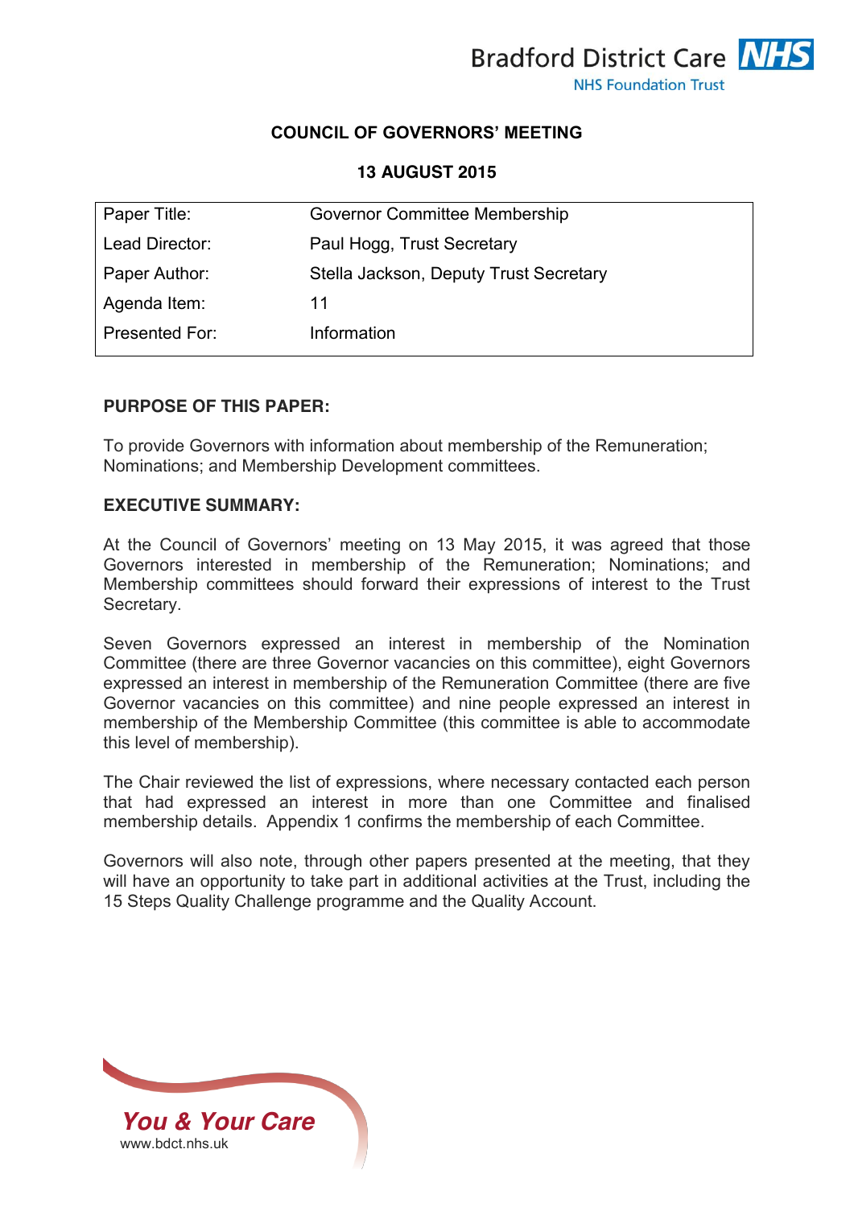Bradford District Care NHS Foundation Trust

## COUNCIL OF GOVERNORS' MEETING

### 13 AUGUST 2015

| Paper Title: | Governor Committee Membership |
|---|---|
| Lead Director: | Paul Hogg, Trust Secretary |
| Paper Author: | Stella Jackson, Deputy Trust Secretary |
| Agenda Item: | 11 |
| Presented For: | Information |

**PURPOSE OF THIS PAPER:**

To provide Governors with information about membership of the Remuneration; Nominations; and Membership Development committees.

**EXECUTIVE SUMMARY:**

At the Council of Governors' meeting on 13 May 2015, it was agreed that those Governors interested in membership of the Remuneration; Nominations; and Membership committees should forward their expressions of interest to the Trust Secretary.

Seven Governors expressed an interest in membership of the Nomination Committee (there are three Governor vacancies on this committee), eight Governors expressed an interest in membership of the Remuneration Committee (there are five Governor vacancies on this committee) and nine people expressed an interest in membership of the Membership Committee (this committee is able to accommodate this level of membership).

The Chair reviewed the list of expressions, where necessary contacted each person that had expressed an interest in more than one Committee and finalised membership details. Appendix 1 confirms the membership of each Committee.

Governors will also note, through other papers presented at the meeting, that they will have an opportunity to take part in additional activities at the Trust, including the 15 Steps Quality Challenge programme and the Quality Account.

*You & Your Care*
www.bdct.nhs.uk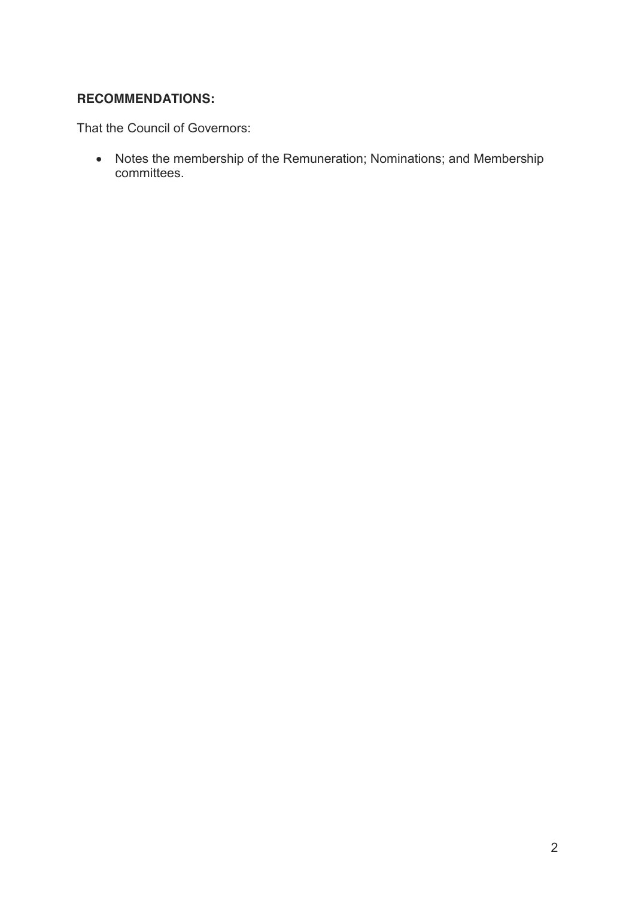**RECOMMENDATIONS:**

That the Council of Governors:

- Notes the membership of the Remuneration; Nominations; and Membership committees.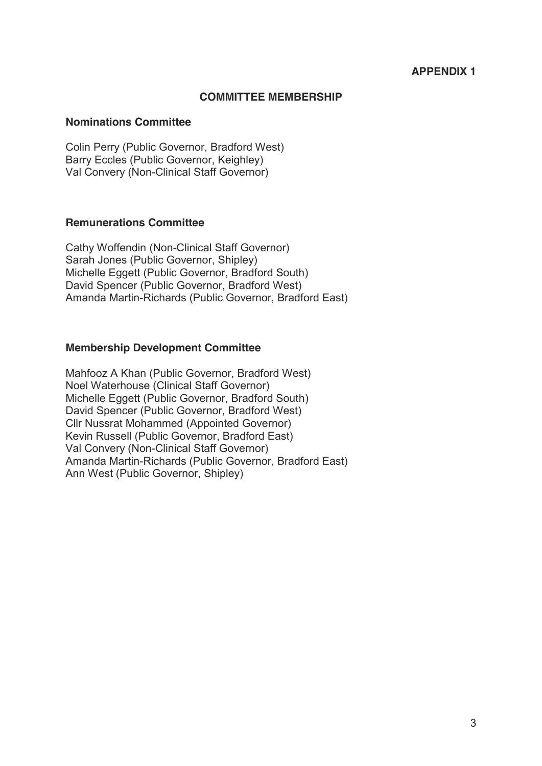**APPENDIX 1**

## COMMITTEE MEMBERSHIP

### Nominations Committee

Colin Perry (Public Governor, Bradford West)
Barry Eccles (Public Governor, Keighley)
Val Convery (Non-Clinical Staff Governor)

### Remunerations Committee

Cathy Woffendin (Non-Clinical Staff Governor)
Sarah Jones (Public Governor, Shipley)
Michelle Eggett (Public Governor, Bradford South)
David Spencer (Public Governor, Bradford West)
Amanda Martin-Richards (Public Governor, Bradford East)

### Membership Development Committee

Mahfooz A Khan (Public Governor, Bradford West)
Noel Waterhouse (Clinical Staff Governor)
Michelle Eggett (Public Governor, Bradford South)
David Spencer (Public Governor, Bradford West)
Cllr Nussrat Mohammed (Appointed Governor)
Kevin Russell (Public Governor, Bradford East)
Val Convery (Non-Clinical Staff Governor)
Amanda Martin-Richards (Public Governor, Bradford East)
Ann West (Public Governor, Shipley)